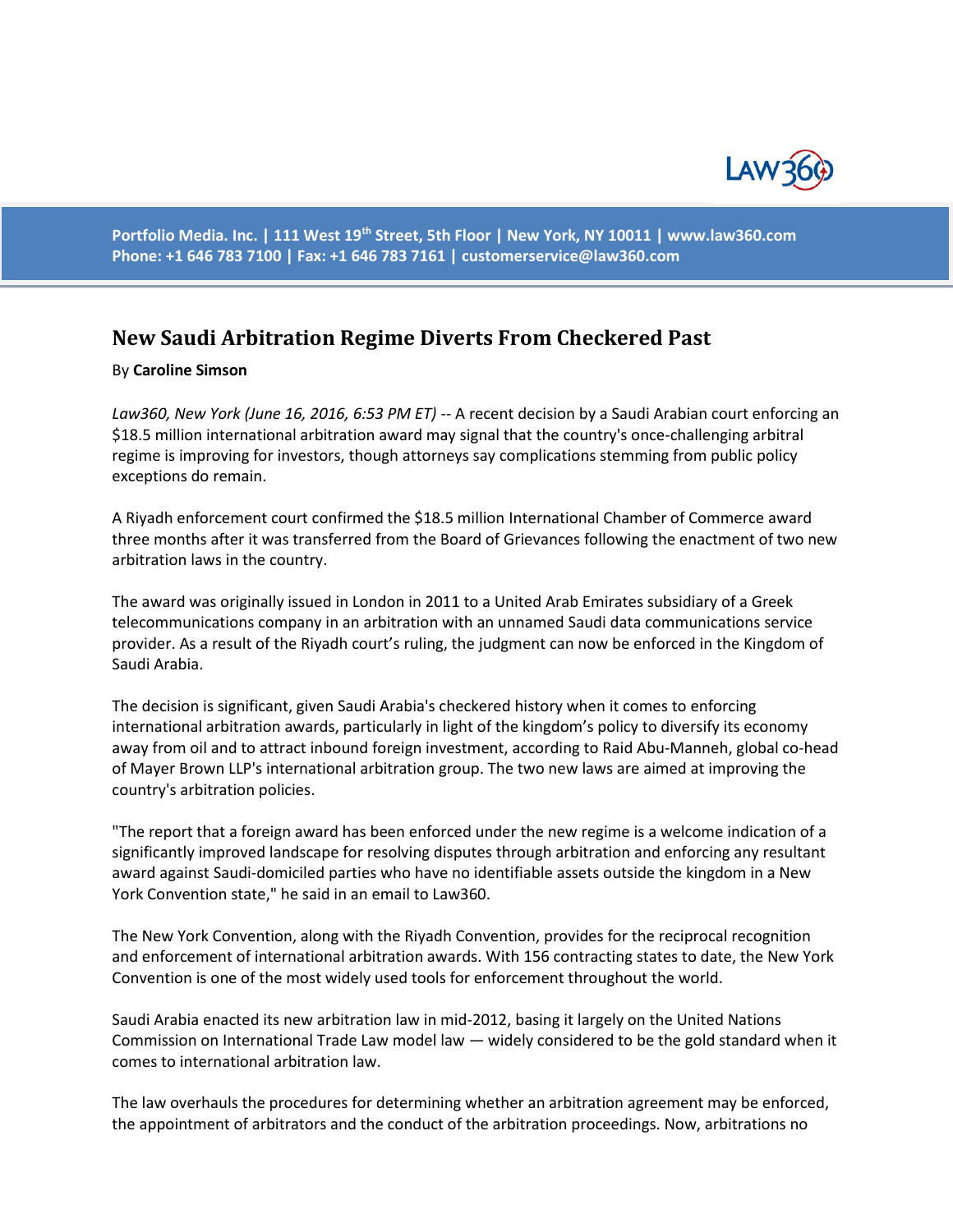# New Saudi Arbitration Regime Diverts From Checkered Past

By **Caroline Simson**

*Law360, New York (June 16, 2016, 6:53 PM ET)* -- A recent decision by a Saudi Arabian court enforcing an $18.5 million international arbitration award may signal that the country's once-challenging arbitral regime is improving for investors, though attorneys say complications stemming from public policy exceptions do remain.

A Riyadh enforcement court confirmed the $18.5 million International Chamber of Commerce award three months after it was transferred from the Board of Grievances following the enactment of two new arbitration laws in the country.

The award was originally issued in London in 2011 to a United Arab Emirates subsidiary of a Greek telecommunications company in an arbitration with an unnamed Saudi data communications service provider. As a result of the Riyadh court's ruling, the judgment can now be enforced in the Kingdom of Saudi Arabia.

The decision is significant, given Saudi Arabia's checkered history when it comes to enforcing international arbitration awards, particularly in light of the kingdom's policy to diversify its economy away from oil and to attract inbound foreign investment, according to Raid Abu-Manneh, global co-head of Mayer Brown LLP's international arbitration group. The two new laws are aimed at improving the country's arbitration policies.

"The report that a foreign award has been enforced under the new regime is a welcome indication of a significantly improved landscape for resolving disputes through arbitration and enforcing any resultant award against Saudi-domiciled parties who have no identifiable assets outside the kingdom in a New York Convention state," he said in an email to Law360.

The New York Convention, along with the Riyadh Convention, provides for the reciprocal recognition and enforcement of international arbitration awards. With 156 contracting states to date, the New York Convention is one of the most widely used tools for enforcement throughout the world.

Saudi Arabia enacted its new arbitration law in mid-2012, basing it largely on the United Nations Commission on International Trade Law model law — widely considered to be the gold standard when it comes to international arbitration law.

The law overhauls the procedures for determining whether an arbitration agreement may be enforced, the appointment of arbitrators and the conduct of the arbitration proceedings. Now, arbitrations no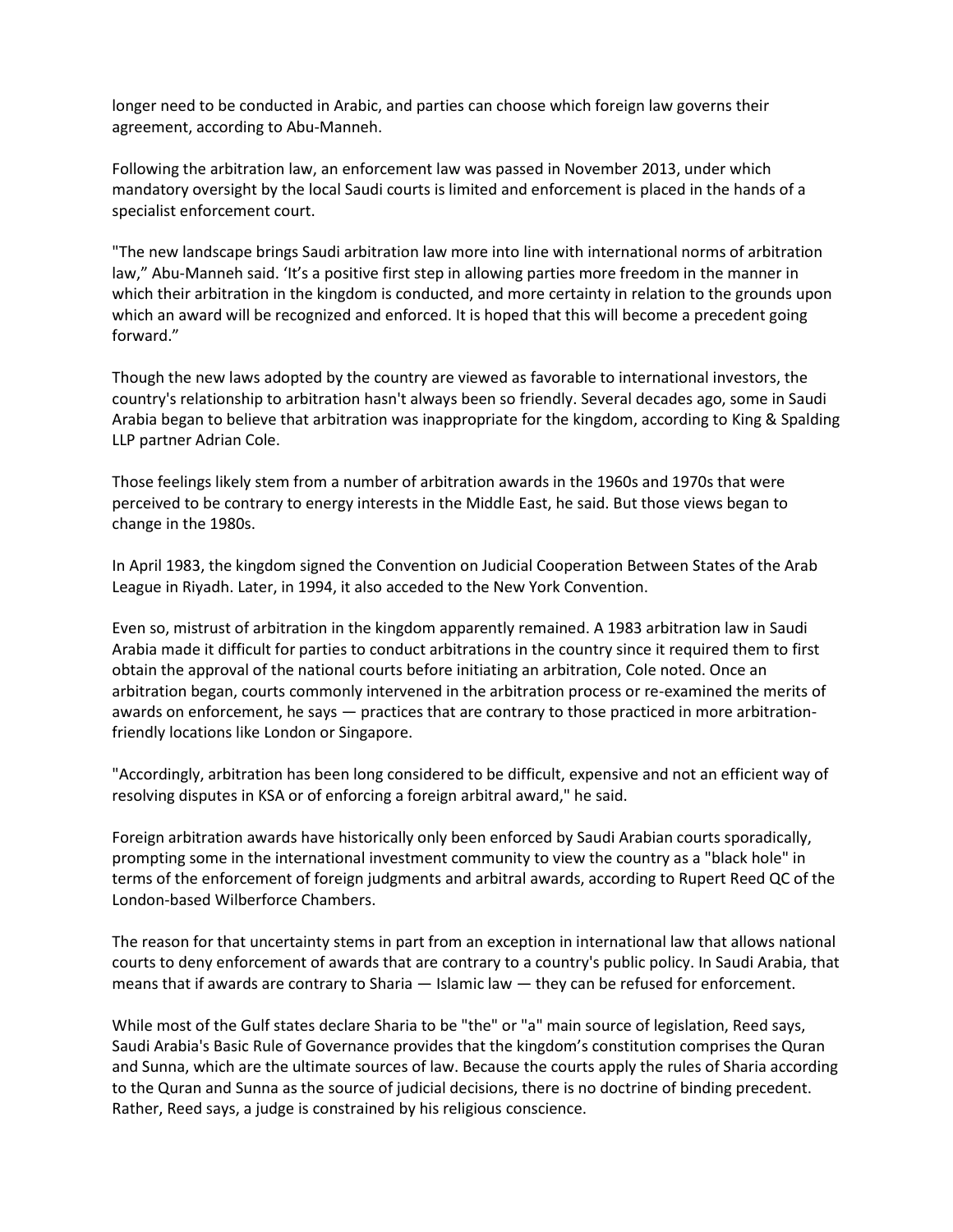longer need to be conducted in Arabic, and parties can choose which foreign law governs their agreement, according to Abu-Manneh.

Following the arbitration law, an enforcement law was passed in November 2013, under which mandatory oversight by the local Saudi courts is limited and enforcement is placed in the hands of a specialist enforcement court.

"The new landscape brings Saudi arbitration law more into line with international norms of arbitration law," Abu-Manneh said. 'It's a positive first step in allowing parties more freedom in the manner in which their arbitration in the kingdom is conducted, and more certainty in relation to the grounds upon which an award will be recognized and enforced. It is hoped that this will become a precedent going forward."

Though the new laws adopted by the country are viewed as favorable to international investors, the country's relationship to arbitration hasn't always been so friendly. Several decades ago, some in Saudi Arabia began to believe that arbitration was inappropriate for the kingdom, according to King & Spalding LLP partner Adrian Cole.

Those feelings likely stem from a number of arbitration awards in the 1960s and 1970s that were perceived to be contrary to energy interests in the Middle East, he said. But those views began to change in the 1980s.

In April 1983, the kingdom signed the Convention on Judicial Cooperation Between States of the Arab League in Riyadh. Later, in 1994, it also acceded to the New York Convention.

Even so, mistrust of arbitration in the kingdom apparently remained. A 1983 arbitration law in Saudi Arabia made it difficult for parties to conduct arbitrations in the country since it required them to first obtain the approval of the national courts before initiating an arbitration, Cole noted. Once an arbitration began, courts commonly intervened in the arbitration process or re-examined the merits of awards on enforcement, he says — practices that are contrary to those practiced in more arbitration-friendly locations like London or Singapore.

"Accordingly, arbitration has been long considered to be difficult, expensive and not an efficient way of resolving disputes in KSA or of enforcing a foreign arbitral award," he said.

Foreign arbitration awards have historically only been enforced by Saudi Arabian courts sporadically, prompting some in the international investment community to view the country as a "black hole" in terms of the enforcement of foreign judgments and arbitral awards, according to Rupert Reed QC of the London-based Wilberforce Chambers.

The reason for that uncertainty stems in part from an exception in international law that allows national courts to deny enforcement of awards that are contrary to a country's public policy. In Saudi Arabia, that means that if awards are contrary to Sharia — Islamic law — they can be refused for enforcement.

While most of the Gulf states declare Sharia to be "the" or "a" main source of legislation, Reed says, Saudi Arabia's Basic Rule of Governance provides that the kingdom's constitution comprises the Quran and Sunna, which are the ultimate sources of law. Because the courts apply the rules of Sharia according to the Quran and Sunna as the source of judicial decisions, there is no doctrine of binding precedent. Rather, Reed says, a judge is constrained by his religious conscience.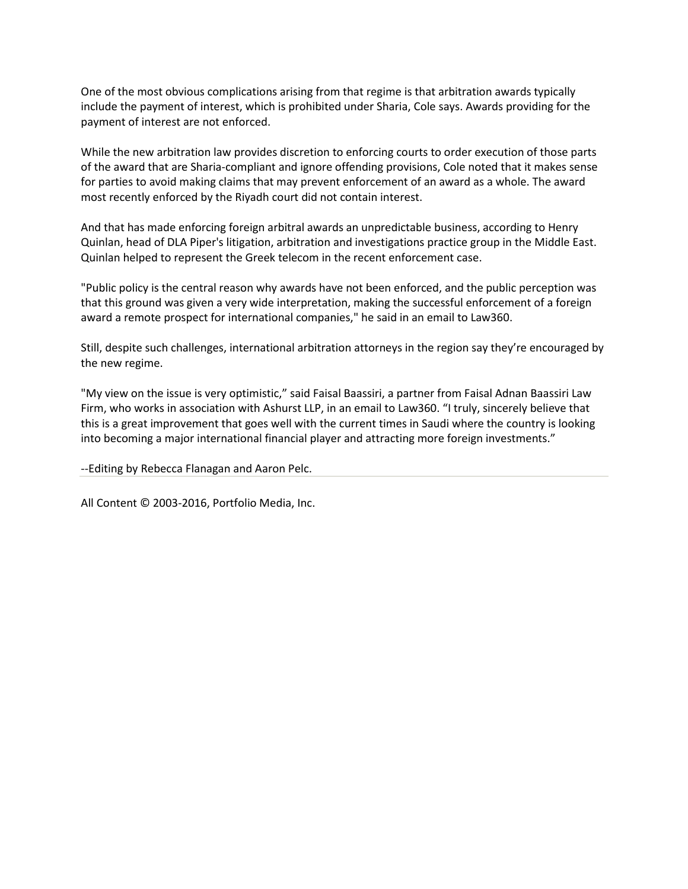One of the most obvious complications arising from that regime is that arbitration awards typically include the payment of interest, which is prohibited under Sharia, Cole says. Awards providing for the payment of interest are not enforced.

While the new arbitration law provides discretion to enforcing courts to order execution of those parts of the award that are Sharia-compliant and ignore offending provisions, Cole noted that it makes sense for parties to avoid making claims that may prevent enforcement of an award as a whole. The award most recently enforced by the Riyadh court did not contain interest.

And that has made enforcing foreign arbitral awards an unpredictable business, according to Henry Quinlan, head of DLA Piper's litigation, arbitration and investigations practice group in the Middle East. Quinlan helped to represent the Greek telecom in the recent enforcement case.

"Public policy is the central reason why awards have not been enforced, and the public perception was that this ground was given a very wide interpretation, making the successful enforcement of a foreign award a remote prospect for international companies," he said in an email to Law360.

Still, despite such challenges, international arbitration attorneys in the region say they're encouraged by the new regime.

"My view on the issue is very optimistic," said Faisal Baassiri, a partner from Faisal Adnan Baassiri Law Firm, who works in association with Ashurst LLP, in an email to Law360. "I truly, sincerely believe that this is a great improvement that goes well with the current times in Saudi where the country is looking into becoming a major international financial player and attracting more foreign investments."

--Editing by Rebecca Flanagan and Aaron Pelc.

---

All Content © 2003-2016, Portfolio Media, Inc.